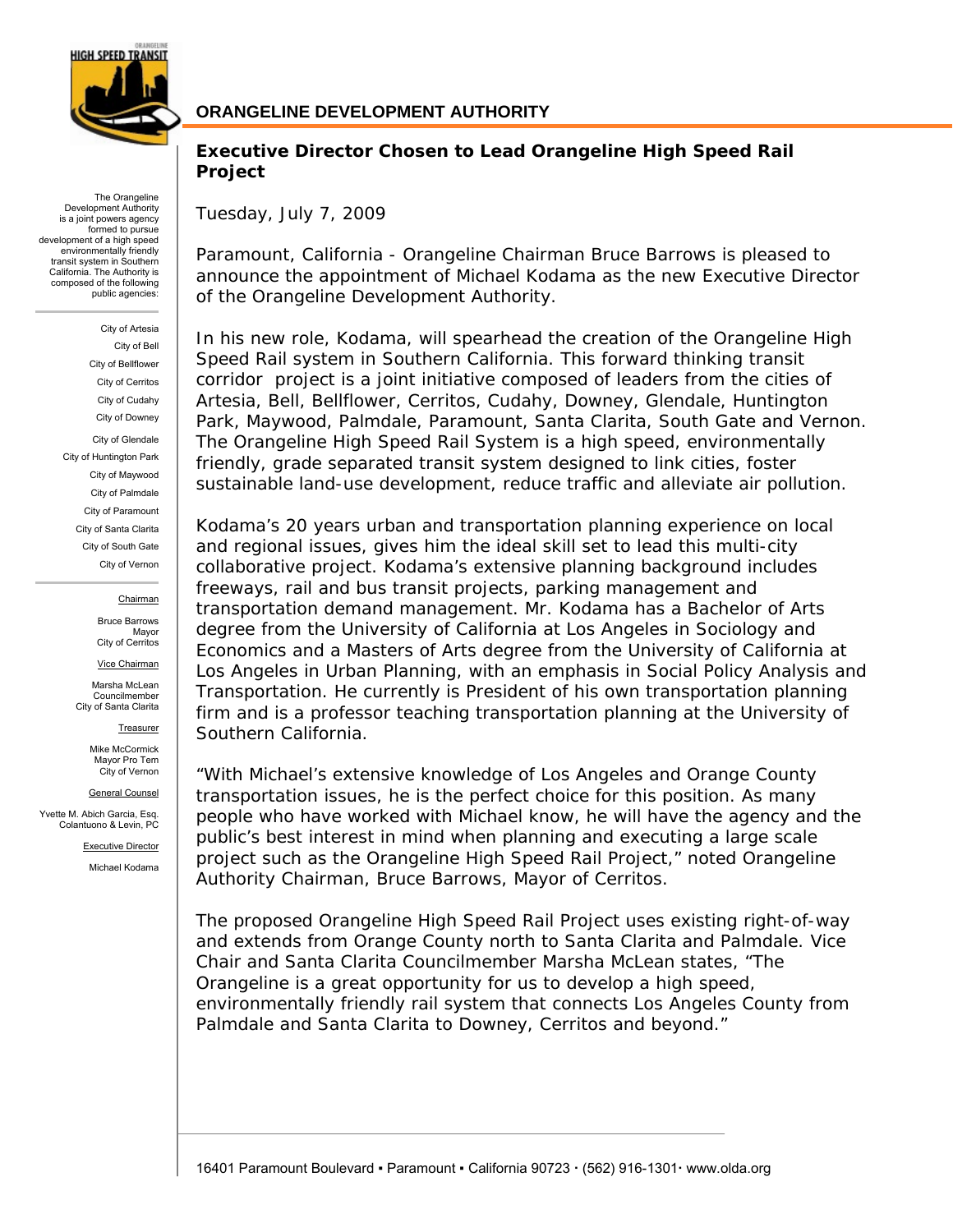# ORANGELINE DEVELOPMENT AUTHORITY

The Orangeline Development Authority is a joint powers agency formed to pursue development of a high speed environmentally friendly transit system in Southern California. The Authority is composed of the following public agencies:

City of Artesia
City of Bell
City of Bellflower
City of Cerritos
City of Cudahy
City of Downey
City of Glendale
City of Huntington Park
City of Maywood
City of Palmdale
City of Paramount
City of Santa Clarita
City of South Gate
City of Vernon

Chairman

Bruce Barrows
Mayor
City of Cerritos

Vice Chairman

Marsha McLean
Councilmember
City of Santa Clarita

Treasurer

Mike McCormick
Mayor Pro Tem
City of Vernon

General Counsel

Yvette M. Abich Garcia, Esq.
Colantuono & Levin, PC

Executive Director

Michael Kodama

## Executive Director Chosen to Lead Orangeline High Speed Rail Project

Tuesday, July 7, 2009

Paramount, California - Orangeline Chairman Bruce Barrows is pleased to announce the appointment of Michael Kodama as the new Executive Director of the Orangeline Development Authority.

In his new role, Kodama, will spearhead the creation of the Orangeline High Speed Rail system in Southern California. This forward thinking transit corridor project is a joint initiative composed of leaders from the cities of Artesia, Bell, Bellflower, Cerritos, Cudahy, Downey, Glendale, Huntington Park, Maywood, Palmdale, Paramount, Santa Clarita, South Gate and Vernon. The Orangeline High Speed Rail System is a high speed, environmentally friendly, grade separated transit system designed to link cities, foster sustainable land-use development, reduce traffic and alleviate air pollution.

Kodama's 20 years urban and transportation planning experience on local and regional issues, gives him the ideal skill set to lead this multi-city collaborative project. Kodama's extensive planning background includes freeways, rail and bus transit projects, parking management and transportation demand management. Mr. Kodama has a Bachelor of Arts degree from the University of California at Los Angeles in Sociology and Economics and a Masters of Arts degree from the University of California at Los Angeles in Urban Planning, with an emphasis in Social Policy Analysis and Transportation. He currently is President of his own transportation planning firm and is a professor teaching transportation planning at the University of Southern California.

"With Michael's extensive knowledge of Los Angeles and Orange County transportation issues, he is the perfect choice for this position. As many people who have worked with Michael know, he will have the agency and the public's best interest in mind when planning and executing a large scale project such as the Orangeline High Speed Rail Project," noted Orangeline Authority Chairman, Bruce Barrows, Mayor of Cerritos.

The proposed Orangeline High Speed Rail Project uses existing right-of-way and extends from Orange County north to Santa Clarita and Palmdale. Vice Chair and Santa Clarita Councilmember Marsha McLean states, "The Orangeline is a great opportunity for us to develop a high speed, environmentally friendly rail system that connects Los Angeles County from Palmdale and Santa Clarita to Downey, Cerritos and beyond."

16401 Paramount Boulevard ▪ Paramount ▪ California 90723 · (562) 916-1301· www.olda.org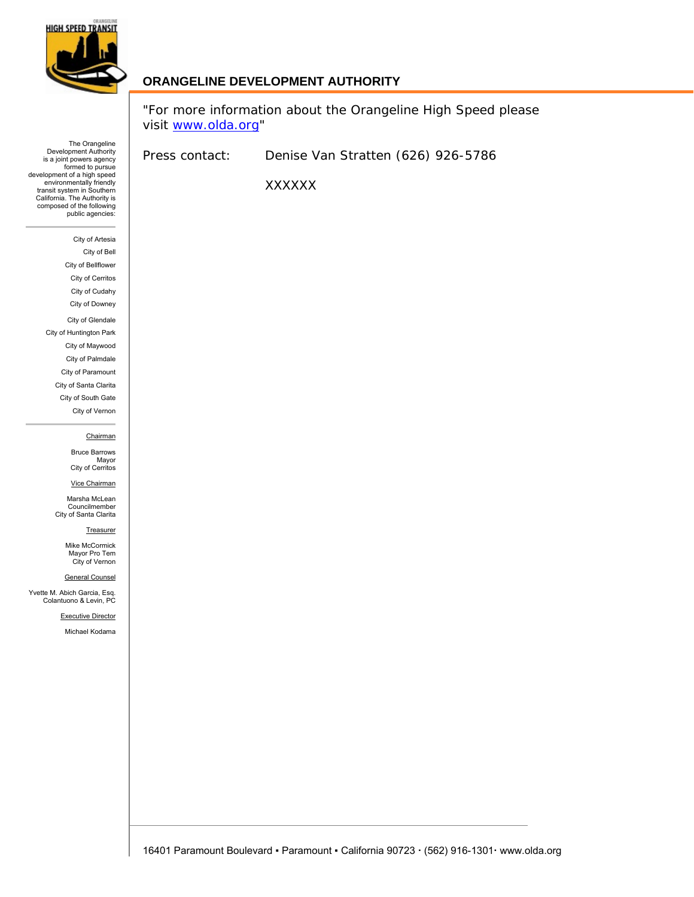## ORANGELINE DEVELOPMENT AUTHORITY

The Orangeline Development Authority is a joint powers agency formed to pursue development of a high speed environmentally friendly transit system in Southern California. The Authority is composed of the following public agencies:

City of Artesia
City of Bell
City of Bellflower
City of Cerritos
City of Cudahy
City of Downey
City of Glendale
City of Huntington Park
City of Maywood
City of Palmdale
City of Paramount
City of Santa Clarita
City of South Gate
City of Vernon

Chairman

Bruce Barrows
Mayor
City of Cerritos

Vice Chairman

Marsha McLean
Councilmember
City of Santa Clarita

Treasurer

Mike McCormick
Mayor Pro Tem
City of Vernon

General Counsel

Yvette M. Abich Garcia, Esq.
Colantuono & Levin, PC

Executive Director

Michael Kodama

"For more information about the Orangeline High Speed please visit www.olda.org"

Press contact: Denise Van Stratten (626) 926-5786

XXXXXX

16401 Paramount Boulevard ▪ Paramount ▪ California 90723 · (562) 916-1301· www.olda.org